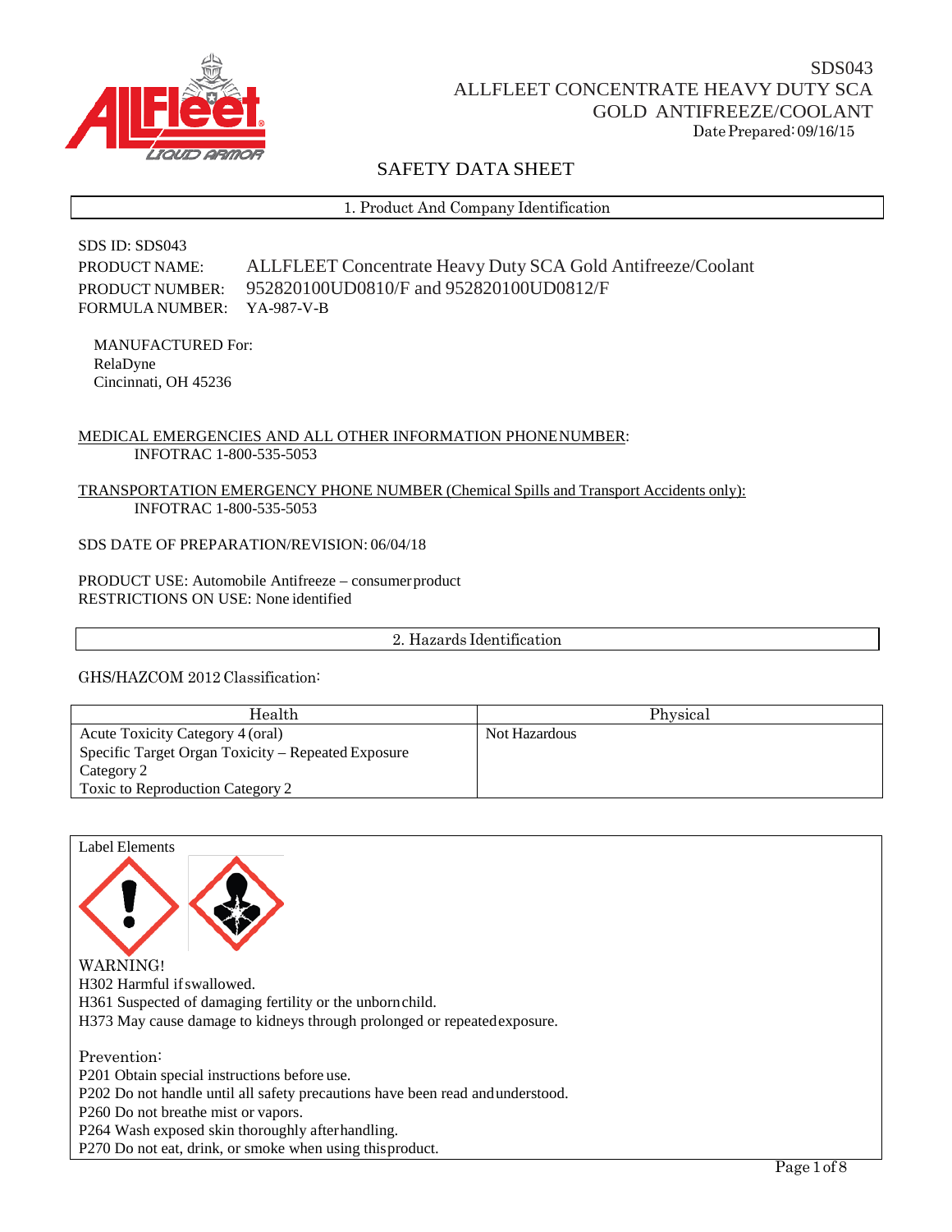SDS043
ALLFLEET CONCENTRATE HEAVY DUTY SCA GOLD ANTIFREEZE/COOLANT
Date Prepared: 09/16/15

# SAFETY DATA SHEET

## 1. Product And Company Identification

SDS ID: SDS043
PRODUCT NAME: ALLFLEET Concentrate Heavy Duty SCA Gold Antifreeze/Coolant
PRODUCT NUMBER: 952820100UD0810/F and 952820100UD0812/F
FORMULA NUMBER: YA-987-V-B

MANUFACTURED For:
RelaDyne
Cincinnati, OH 45236

MEDICAL EMERGENCIES AND ALL OTHER INFORMATION PHONE NUMBER:
INFOTRAC 1-800-535-5053

TRANSPORTATION EMERGENCY PHONE NUMBER (Chemical Spills and Transport Accidents only):
INFOTRAC 1-800-535-5053

SDS DATE OF PREPARATION/REVISION: 06/04/18

PRODUCT USE: Automobile Antifreeze – consumer product
RESTRICTIONS ON USE: None identified

## 2. Hazards Identification

GHS/HAZCOM 2012 Classification:

| Health | Physical |
| --- | --- |
| Acute Toxicity Category 4 (oral)<br>Specific Target Organ Toxicity – Repeated Exposure Category 2<br>Toxic to Reproduction Category 2 | Not Hazardous |

Label Elements

WARNING!
H302 Harmful if swallowed.
H361 Suspected of damaging fertility or the unborn child.
H373 May cause damage to kidneys through prolonged or repeated exposure.

Prevention:
P201 Obtain special instructions before use.
P202 Do not handle until all safety precautions have been read and understood.
P260 Do not breathe mist or vapors.
P264 Wash exposed skin thoroughly after handling.
P270 Do not eat, drink, or smoke when using this product.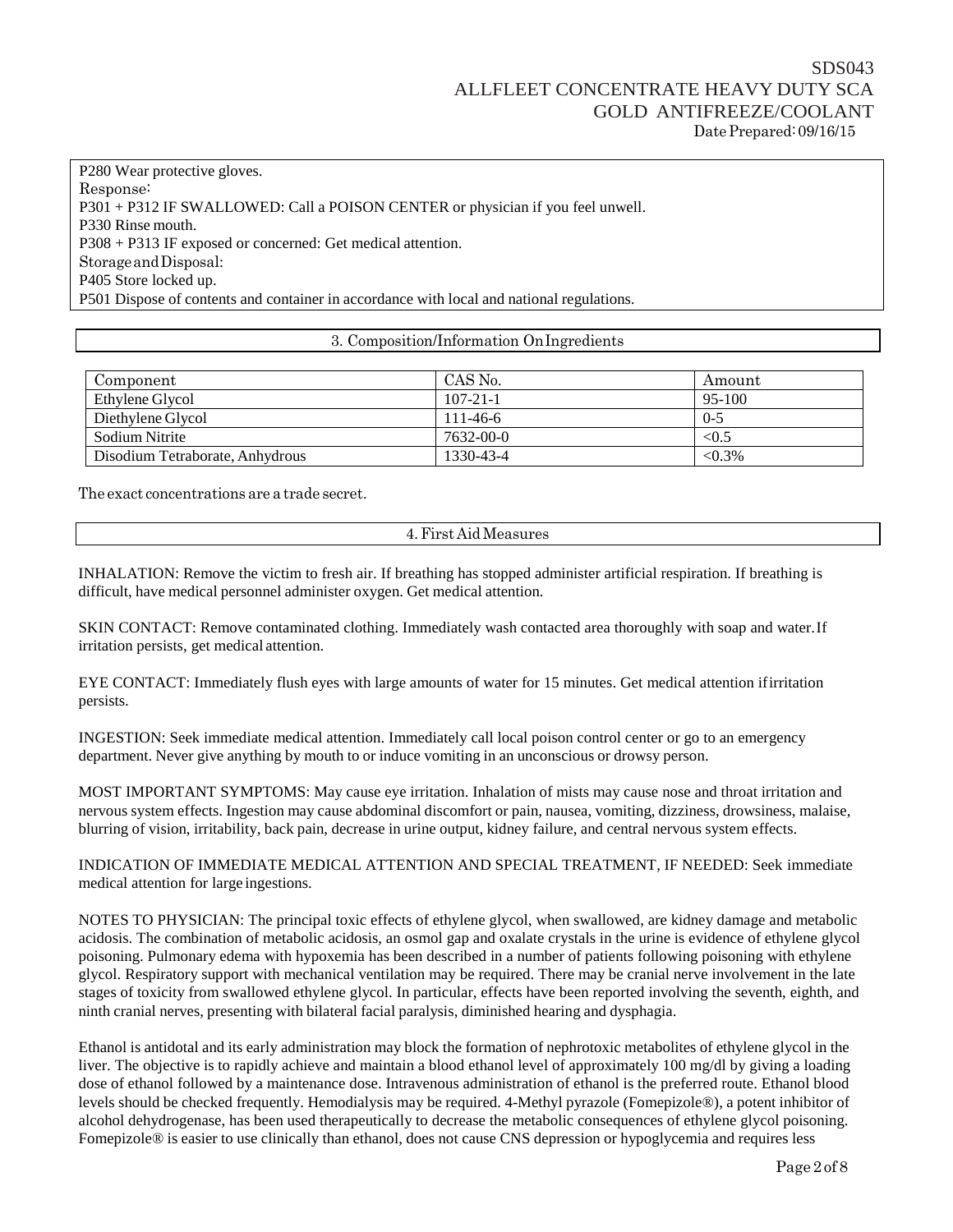P280 Wear protective gloves.
Response:
P301 + P312 IF SWALLOWED: Call a POISON CENTER or physician if you feel unwell.
P330 Rinse mouth.
P308 + P313 IF exposed or concerned: Get medical attention.
Storage and Disposal:
P405 Store locked up.
P501 Dispose of contents and container in accordance with local and national regulations.

## 3. Composition/Information On Ingredients

| Component | CAS No. | Amount |
| --- | --- | --- |
| Ethylene Glycol | 107-21-1 | 95-100 |
| Diethylene Glycol | 111-46-6 | 0-5 |
| Sodium Nitrite | 7632-00-0 | <0.5 |
| Disodium Tetraborate, Anhydrous | 1330-43-4 | <0.3% |

The exact concentrations are a trade secret.

## 4. First Aid Measures

INHALATION: Remove the victim to fresh air. If breathing has stopped administer artificial respiration. If breathing is difficult, have medical personnel administer oxygen. Get medical attention.

SKIN CONTACT: Remove contaminated clothing. Immediately wash contacted area thoroughly with soap and water. If irritation persists, get medical attention.

EYE CONTACT: Immediately flush eyes with large amounts of water for 15 minutes. Get medical attention if irritation persists.

INGESTION: Seek immediate medical attention. Immediately call local poison control center or go to an emergency department. Never give anything by mouth to or induce vomiting in an unconscious or drowsy person.

MOST IMPORTANT SYMPTOMS: May cause eye irritation. Inhalation of mists may cause nose and throat irritation and nervous system effects. Ingestion may cause abdominal discomfort or pain, nausea, vomiting, dizziness, drowsiness, malaise, blurring of vision, irritability, back pain, decrease in urine output, kidney failure, and central nervous system effects.

INDICATION OF IMMEDIATE MEDICAL ATTENTION AND SPECIAL TREATMENT, IF NEEDED: Seek immediate medical attention for large ingestions.

NOTES TO PHYSICIAN: The principal toxic effects of ethylene glycol, when swallowed, are kidney damage and metabolic acidosis. The combination of metabolic acidosis, an osmol gap and oxalate crystals in the urine is evidence of ethylene glycol poisoning. Pulmonary edema with hypoxemia has been described in a number of patients following poisoning with ethylene glycol. Respiratory support with mechanical ventilation may be required. There may be cranial nerve involvement in the late stages of toxicity from swallowed ethylene glycol. In particular, effects have been reported involving the seventh, eighth, and ninth cranial nerves, presenting with bilateral facial paralysis, diminished hearing and dysphagia.

Ethanol is antidotal and its early administration may block the formation of nephrotoxic metabolites of ethylene glycol in the liver. The objective is to rapidly achieve and maintain a blood ethanol level of approximately 100 mg/dl by giving a loading dose of ethanol followed by a maintenance dose. Intravenous administration of ethanol is the preferred route. Ethanol blood levels should be checked frequently. Hemodialysis may be required. 4-Methyl pyrazole (Fomepizole®), a potent inhibitor of alcohol dehydrogenase, has been used therapeutically to decrease the metabolic consequences of ethylene glycol poisoning. Fomepizole® is easier to use clinically than ethanol, does not cause CNS depression or hypoglycemia and requires less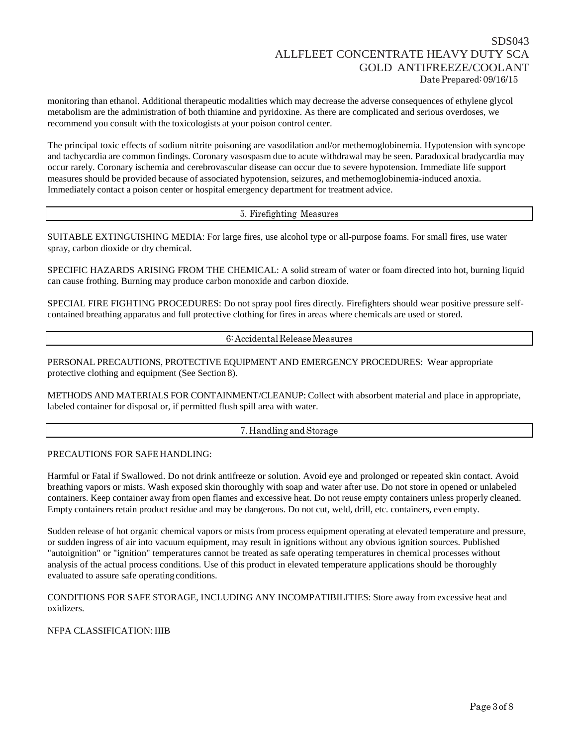monitoring than ethanol. Additional therapeutic modalities which may decrease the adverse consequences of ethylene glycol metabolism are the administration of both thiamine and pyridoxine. As there are complicated and serious overdoses, we recommend you consult with the toxicologists at your poison control center.

The principal toxic effects of sodium nitrite poisoning are vasodilation and/or methemoglobinemia. Hypotension with syncope and tachycardia are common findings. Coronary vasospasm due to acute withdrawal may be seen. Paradoxical bradycardia may occur rarely. Coronary ischemia and cerebrovascular disease can occur due to severe hypotension. Immediate life support measures should be provided because of associated hypotension, seizures, and methemoglobinemia-induced anoxia. Immediately contact a poison center or hospital emergency department for treatment advice.

## 5. Firefighting Measures

SUITABLE EXTINGUISHING MEDIA: For large fires, use alcohol type or all-purpose foams. For small fires, use water spray, carbon dioxide or dry chemical.

SPECIFIC HAZARDS ARISING FROM THE CHEMICAL: A solid stream of water or foam directed into hot, burning liquid can cause frothing. Burning may produce carbon monoxide and carbon dioxide.

SPECIAL FIRE FIGHTING PROCEDURES: Do not spray pool fires directly. Firefighters should wear positive pressure self-contained breathing apparatus and full protective clothing for fires in areas where chemicals are used or stored.

## 6: Accidental Release Measures

PERSONAL PRECAUTIONS, PROTECTIVE EQUIPMENT AND EMERGENCY PROCEDURES: Wear appropriate protective clothing and equipment (See Section 8).

METHODS AND MATERIALS FOR CONTAINMENT/CLEANUP: Collect with absorbent material and place in appropriate, labeled container for disposal or, if permitted flush spill area with water.

## 7. Handling and Storage

PRECAUTIONS FOR SAFE HANDLING:

Harmful or Fatal if Swallowed. Do not drink antifreeze or solution. Avoid eye and prolonged or repeated skin contact. Avoid breathing vapors or mists. Wash exposed skin thoroughly with soap and water after use. Do not store in opened or unlabeled containers. Keep container away from open flames and excessive heat. Do not reuse empty containers unless properly cleaned. Empty containers retain product residue and may be dangerous. Do not cut, weld, drill, etc. containers, even empty.

Sudden release of hot organic chemical vapors or mists from process equipment operating at elevated temperature and pressure, or sudden ingress of air into vacuum equipment, may result in ignitions without any obvious ignition sources. Published "autoignition" or "ignition" temperatures cannot be treated as safe operating temperatures in chemical processes without analysis of the actual process conditions. Use of this product in elevated temperature applications should be thoroughly evaluated to assure safe operating conditions.

CONDITIONS FOR SAFE STORAGE, INCLUDING ANY INCOMPATIBILITIES: Store away from excessive heat and oxidizers.

NFPA CLASSIFICATION: IIIB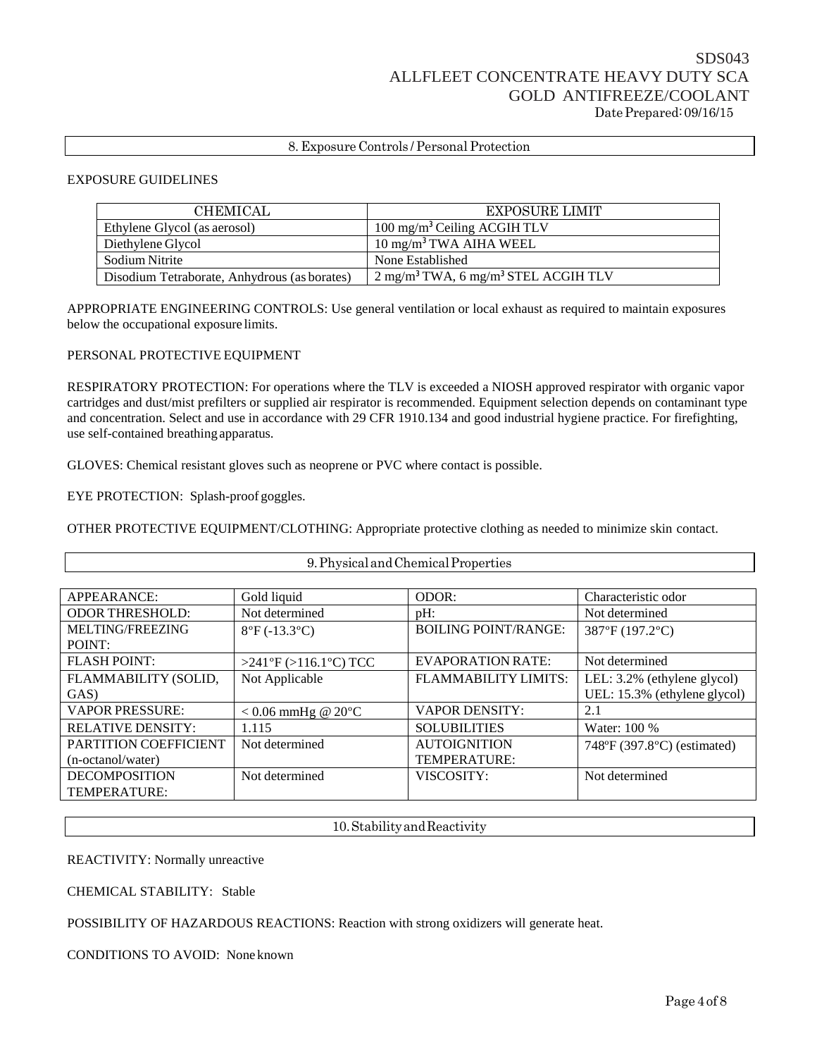## 8. Exposure Controls / Personal Protection

EXPOSURE GUIDELINES

| CHEMICAL | EXPOSURE LIMIT |
|---|---|
| Ethylene Glycol (as aerosol) | 100 mg/m³ Ceiling ACGIH TLV |
| Diethylene Glycol | 10 mg/m³ TWA AIHA WEEL |
| Sodium Nitrite | None Established |
| Disodium Tetraborate, Anhydrous (as borates) | 2 mg/m³ TWA, 6 mg/m³ STEL ACGIH TLV |

APPROPRIATE ENGINEERING CONTROLS: Use general ventilation or local exhaust as required to maintain exposures below the occupational exposure limits.

PERSONAL PROTECTIVE EQUIPMENT

RESPIRATORY PROTECTION: For operations where the TLV is exceeded a NIOSH approved respirator with organic vapor cartridges and dust/mist prefilters or supplied air respirator is recommended. Equipment selection depends on contaminant type and concentration. Select and use in accordance with 29 CFR 1910.134 and good industrial hygiene practice. For firefighting, use self-contained breathing apparatus.

GLOVES: Chemical resistant gloves such as neoprene or PVC where contact is possible.

EYE PROTECTION: Splash-proof goggles.

OTHER PROTECTIVE EQUIPMENT/CLOTHING: Appropriate protective clothing as needed to minimize skin contact.

## 9. Physical and Chemical Properties

| | | | |
|---|---|---|---|
| APPEARANCE: | Gold liquid | ODOR: | Characteristic odor |
| ODOR THRESHOLD: | Not determined | pH: | Not determined |
| MELTING/FREEZING POINT: | 8°F (-13.3°C) | BOILING POINT/RANGE: | 387°F (197.2°C) |
| FLASH POINT: | >241°F (>116.1°C) TCC | EVAPORATION RATE: | Not determined |
| FLAMMABILITY (SOLID, GAS) | Not Applicable | FLAMMABILITY LIMITS: | LEL: 3.2% (ethylene glycol) UEL: 15.3% (ethylene glycol) |
| VAPOR PRESSURE: | < 0.06 mmHg @ 20°C | VAPOR DENSITY: | 2.1 |
| RELATIVE DENSITY: | 1.115 | SOLUBILITIES | Water: 100 % |
| PARTITION COEFFICIENT (n-octanol/water) | Not determined | AUTOIGNITION TEMPERATURE: | 748°F (397.8°C) (estimated) |
| DECOMPOSITION TEMPERATURE: | Not determined | VISCOSITY: | Not determined |

## 10. Stability and Reactivity

REACTIVITY: Normally unreactive

CHEMICAL STABILITY: Stable

POSSIBILITY OF HAZARDOUS REACTIONS: Reaction with strong oxidizers will generate heat.

CONDITIONS TO AVOID: None known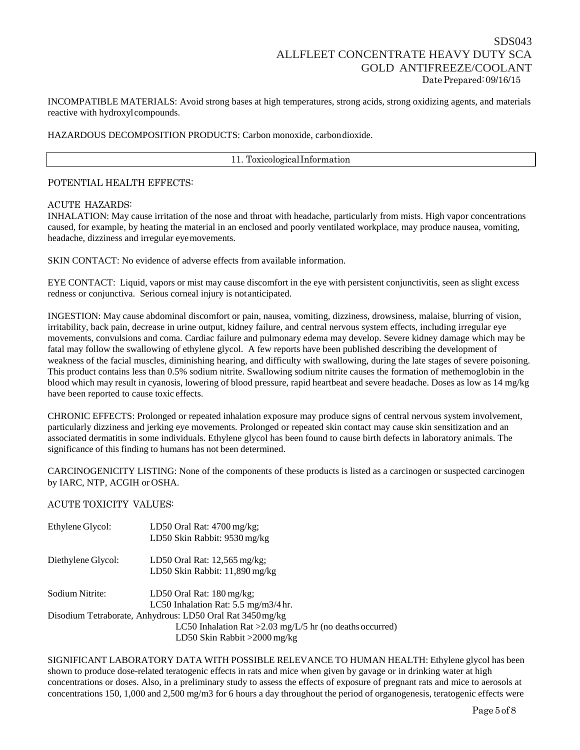INCOMPATIBLE MATERIALS: Avoid strong bases at high temperatures, strong acids, strong oxidizing agents, and materials reactive with hydroxyl compounds.

HAZARDOUS DECOMPOSITION PRODUCTS: Carbon monoxide, carbon dioxide.

## 11. Toxicological Information

POTENTIAL HEALTH EFFECTS:

ACUTE HAZARDS:

INHALATION: May cause irritation of the nose and throat with headache, particularly from mists. High vapor concentrations caused, for example, by heating the material in an enclosed and poorly ventilated workplace, may produce nausea, vomiting, headache, dizziness and irregular eye movements.

SKIN CONTACT: No evidence of adverse effects from available information.

EYE CONTACT: Liquid, vapors or mist may cause discomfort in the eye with persistent conjunctivitis, seen as slight excess redness or conjunctiva. Serious corneal injury is not anticipated.

INGESTION: May cause abdominal discomfort or pain, nausea, vomiting, dizziness, drowsiness, malaise, blurring of vision, irritability, back pain, decrease in urine output, kidney failure, and central nervous system effects, including irregular eye movements, convulsions and coma. Cardiac failure and pulmonary edema may develop. Severe kidney damage which may be fatal may follow the swallowing of ethylene glycol. A few reports have been published describing the development of weakness of the facial muscles, diminishing hearing, and difficulty with swallowing, during the late stages of severe poisoning. This product contains less than 0.5% sodium nitrite. Swallowing sodium nitrite causes the formation of methemoglobin in the blood which may result in cyanosis, lowering of blood pressure, rapid heartbeat and severe headache. Doses as low as 14 mg/kg have been reported to cause toxic effects.

CHRONIC EFFECTS: Prolonged or repeated inhalation exposure may produce signs of central nervous system involvement, particularly dizziness and jerking eye movements. Prolonged or repeated skin contact may cause skin sensitization and an associated dermatitis in some individuals. Ethylene glycol has been found to cause birth defects in laboratory animals. The significance of this finding to humans has not been determined.

CARCINOGENICITY LISTING: None of the components of these products is listed as a carcinogen or suspected carcinogen by IARC, NTP, ACGIH or OSHA.

ACUTE TOXICITY VALUES:

Ethylene Glycol: LD50 Oral Rat: 4700 mg/kg;
LD50 Skin Rabbit: 9530 mg/kg

Diethylene Glycol: LD50 Oral Rat: 12,565 mg/kg;
LD50 Skin Rabbit: 11,890 mg/kg

Sodium Nitrite: LD50 Oral Rat: 180 mg/kg;
LC50 Inhalation Rat: 5.5 mg/m3/4 hr.

Disodium Tetraborate, Anhydrous: LD50 Oral Rat 3450 mg/kg
LC50 Inhalation Rat >2.03 mg/L/5 hr (no deaths occurred)
LD50 Skin Rabbit >2000 mg/kg

SIGNIFICANT LABORATORY DATA WITH POSSIBLE RELEVANCE TO HUMAN HEALTH: Ethylene glycol has been shown to produce dose-related teratogenic effects in rats and mice when given by gavage or in drinking water at high concentrations or doses. Also, in a preliminary study to assess the effects of exposure of pregnant rats and mice to aerosols at concentrations 150, 1,000 and 2,500 mg/m3 for 6 hours a day throughout the period of organogenesis, teratogenic effects were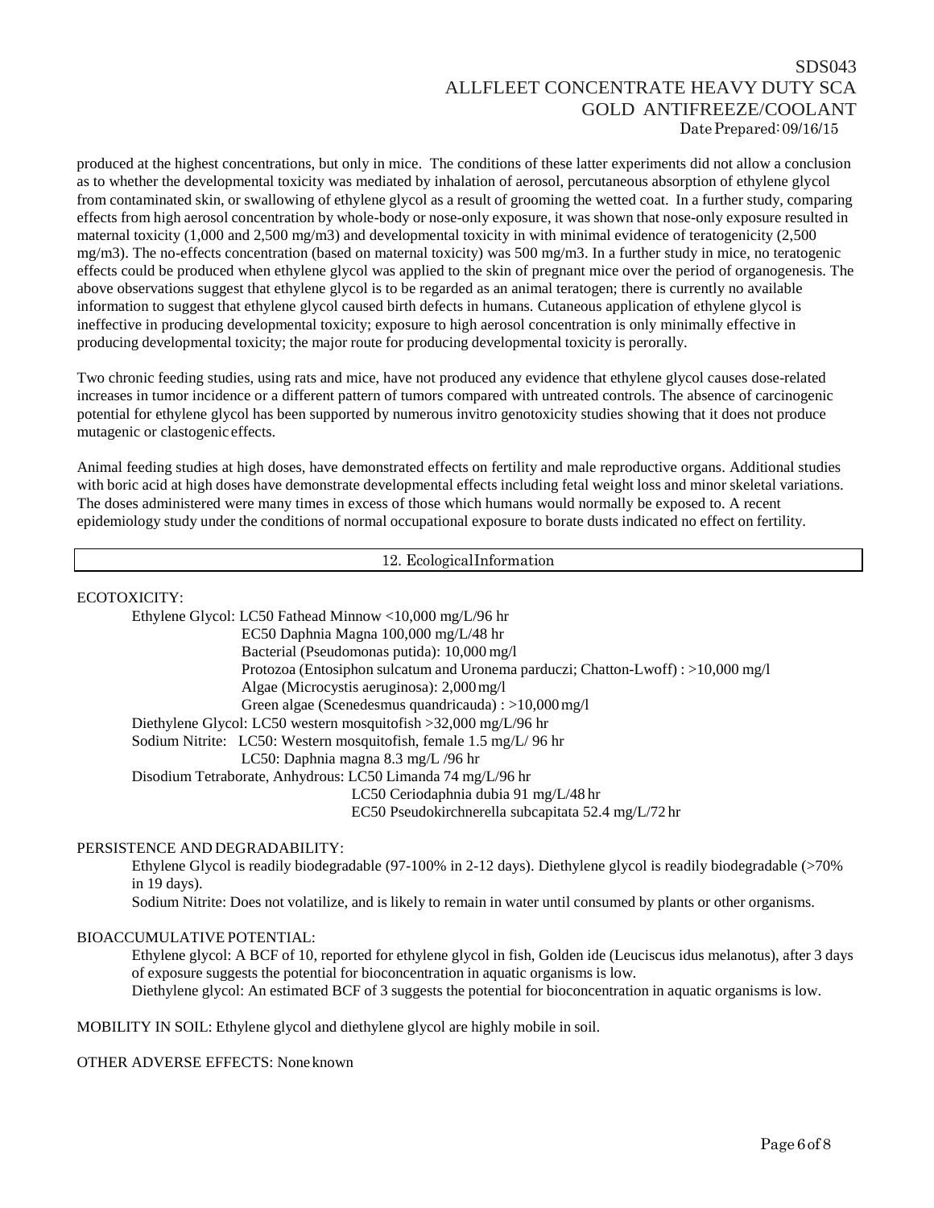produced at the highest concentrations, but only in mice. The conditions of these latter experiments did not allow a conclusion as to whether the developmental toxicity was mediated by inhalation of aerosol, percutaneous absorption of ethylene glycol from contaminated skin, or swallowing of ethylene glycol as a result of grooming the wetted coat. In a further study, comparing effects from high aerosol concentration by whole-body or nose-only exposure, it was shown that nose-only exposure resulted in maternal toxicity (1,000 and 2,500 mg/m3) and developmental toxicity in with minimal evidence of teratogenicity (2,500 mg/m3). The no-effects concentration (based on maternal toxicity) was 500 mg/m3. In a further study in mice, no teratogenic effects could be produced when ethylene glycol was applied to the skin of pregnant mice over the period of organogenesis. The above observations suggest that ethylene glycol is to be regarded as an animal teratogen; there is currently no available information to suggest that ethylene glycol caused birth defects in humans. Cutaneous application of ethylene glycol is ineffective in producing developmental toxicity; exposure to high aerosol concentration is only minimally effective in producing developmental toxicity; the major route for producing developmental toxicity is perorally.

Two chronic feeding studies, using rats and mice, have not produced any evidence that ethylene glycol causes dose-related increases in tumor incidence or a different pattern of tumors compared with untreated controls. The absence of carcinogenic potential for ethylene glycol has been supported by numerous invitro genotoxicity studies showing that it does not produce mutagenic or clastogenic effects.

Animal feeding studies at high doses, have demonstrated effects on fertility and male reproductive organs. Additional studies with boric acid at high doses have demonstrate developmental effects including fetal weight loss and minor skeletal variations. The doses administered were many times in excess of those which humans would normally be exposed to. A recent epidemiology study under the conditions of normal occupational exposure to borate dusts indicated no effect on fertility.

## 12. Ecological Information

ECOTOXICITY:

Ethylene Glycol: LC50 Fathead Minnow <10,000 mg/L/96 hr
EC50 Daphnia Magna 100,000 mg/L/48 hr
Bacterial (Pseudomonas putida): 10,000 mg/l
Protozoa (Entosiphon sulcatum and Uronema parduczi; Chatton-Lwoff) : >10,000 mg/l
Algae (Microcystis aeruginosa): 2,000 mg/l
Green algae (Scenedesmus quandricauda) : >10,000 mg/l

Diethylene Glycol: LC50 western mosquitofish >32,000 mg/L/96 hr

Sodium Nitrite: LC50: Western mosquitofish, female 1.5 mg/L/ 96 hr
LC50: Daphnia magna 8.3 mg/L /96 hr

Disodium Tetraborate, Anhydrous: LC50 Limanda 74 mg/L/96 hr
LC50 Ceriodaphnia dubia 91 mg/L/48 hr
EC50 Pseudokirchnerella subcapitata 52.4 mg/L/72 hr

PERSISTENCE AND DEGRADABILITY:

Ethylene Glycol is readily biodegradable (97-100% in 2-12 days). Diethylene glycol is readily biodegradable (>70% in 19 days).

Sodium Nitrite: Does not volatilize, and is likely to remain in water until consumed by plants or other organisms.

BIOACCUMULATIVE POTENTIAL:

Ethylene glycol: A BCF of 10, reported for ethylene glycol in fish, Golden ide (Leuciscus idus melanotus), after 3 days of exposure suggests the potential for bioconcentration in aquatic organisms is low.

Diethylene glycol: An estimated BCF of 3 suggests the potential for bioconcentration in aquatic organisms is low.

MOBILITY IN SOIL: Ethylene glycol and diethylene glycol are highly mobile in soil.

OTHER ADVERSE EFFECTS: None known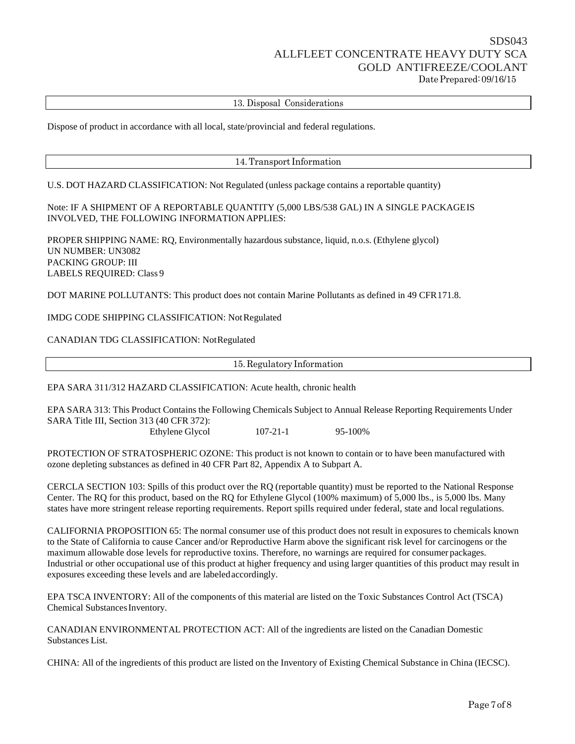## 13. Disposal Considerations

Dispose of product in accordance with all local, state/provincial and federal regulations.

## 14. Transport Information

U.S. DOT HAZARD CLASSIFICATION: Not Regulated (unless package contains a reportable quantity)

Note: IF A SHIPMENT OF A REPORTABLE QUANTITY (5,000 LBS/538 GAL) IN A SINGLE PACKAGE IS INVOLVED, THE FOLLOWING INFORMATION APPLIES:

PROPER SHIPPING NAME: RQ, Environmentally hazardous substance, liquid, n.o.s. (Ethylene glycol)
UN NUMBER: UN3082
PACKING GROUP: III
LABELS REQUIRED: Class 9

DOT MARINE POLLUTANTS: This product does not contain Marine Pollutants as defined in 49 CFR 171.8.

IMDG CODE SHIPPING CLASSIFICATION: Not Regulated

CANADIAN TDG CLASSIFICATION: Not Regulated

## 15. Regulatory Information

EPA SARA 311/312 HAZARD CLASSIFICATION: Acute health, chronic health

EPA SARA 313: This Product Contains the Following Chemicals Subject to Annual Release Reporting Requirements Under SARA Title III, Section 313 (40 CFR 372):

| | | |
|---|---|---|
| Ethylene Glycol | 107-21-1 | 95-100% |

PROTECTION OF STRATOSPHERIC OZONE: This product is not known to contain or to have been manufactured with ozone depleting substances as defined in 40 CFR Part 82, Appendix A to Subpart A.

CERCLA SECTION 103: Spills of this product over the RQ (reportable quantity) must be reported to the National Response Center. The RQ for this product, based on the RQ for Ethylene Glycol (100% maximum) of 5,000 lbs., is 5,000 lbs. Many states have more stringent release reporting requirements. Report spills required under federal, state and local regulations.

CALIFORNIA PROPOSITION 65: The normal consumer use of this product does not result in exposures to chemicals known to the State of California to cause Cancer and/or Reproductive Harm above the significant risk level for carcinogens or the maximum allowable dose levels for reproductive toxins. Therefore, no warnings are required for consumer packages. Industrial or other occupational use of this product at higher frequency and using larger quantities of this product may result in exposures exceeding these levels and are labeled accordingly.

EPA TSCA INVENTORY: All of the components of this material are listed on the Toxic Substances Control Act (TSCA) Chemical Substances Inventory.

CANADIAN ENVIRONMENTAL PROTECTION ACT: All of the ingredients are listed on the Canadian Domestic Substances List.

CHINA: All of the ingredients of this product are listed on the Inventory of Existing Chemical Substance in China (IECSC).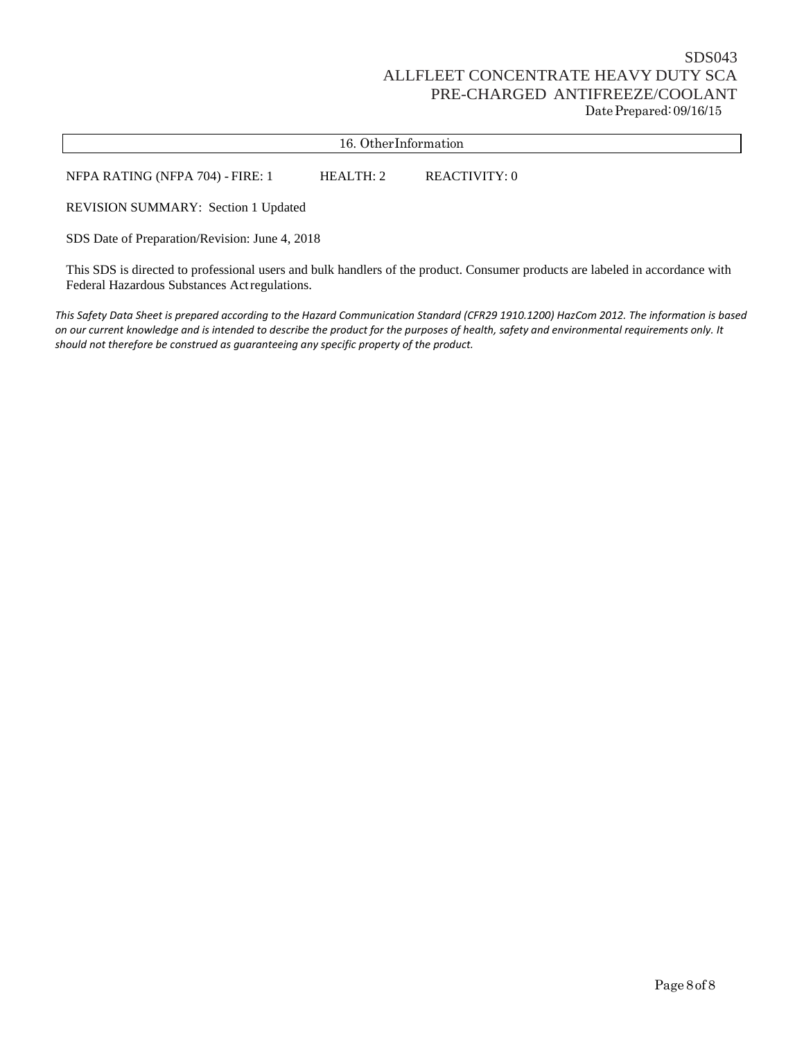## 16. Other Information

NFPA RATING (NFPA 704) - FIRE: 1 HEALTH: 2 REACTIVITY: 0

REVISION SUMMARY: Section 1 Updated

SDS Date of Preparation/Revision: June 4, 2018

This SDS is directed to professional users and bulk handlers of the product. Consumer products are labeled in accordance with Federal Hazardous Substances Act regulations.

*This Safety Data Sheet is prepared according to the Hazard Communication Standard (CFR29 1910.1200) HazCom 2012. The information is based on our current knowledge and is intended to describe the product for the purposes of health, safety and environmental requirements only. It should not therefore be construed as guaranteeing any specific property of the product.*